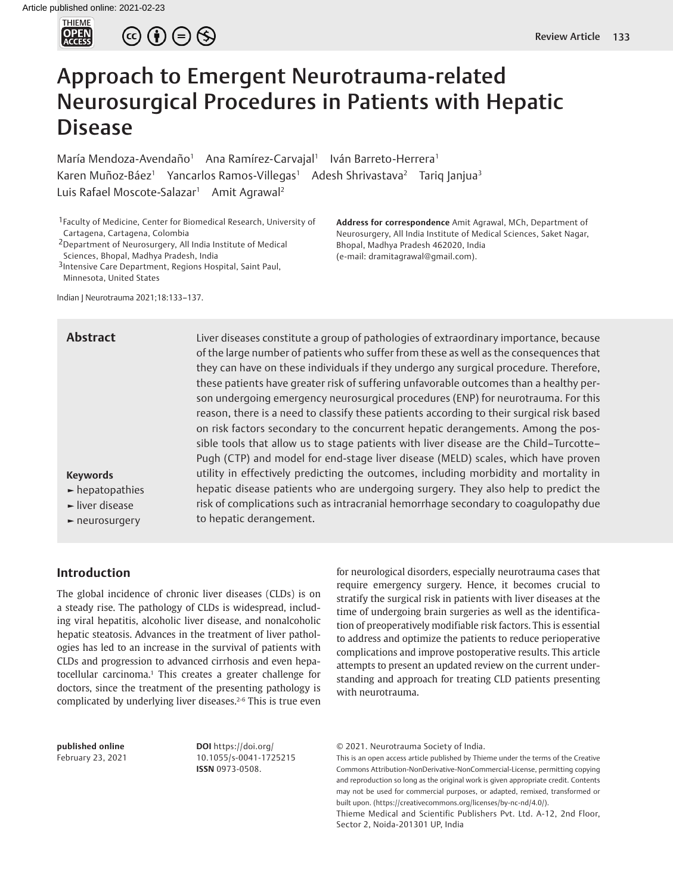# Approach to Emergent Neurotrauma-related Neurosurgical Procedures in Patients with Hepatic Disease

María Mendoza-Avendaño[1] Ana Ramírez-Carvajal[1] Iván Barreto-Herrera[1] Karen Muñoz-Báez[1] Yancarlos Ramos-Villegas[1] Adesh Shrivastava[2] Tariq Janjua[3] Luis Rafael Moscote-Salazar[1] Amit Agrawal[2]

[1]Faculty of Medicine, Center for Biomedical Research, University of Cartagena, Cartagena, Colombia
[2]Department of Neurosurgery, All India Institute of Medical Sciences, Bhopal, Madhya Pradesh, India
[3]Intensive Care Department, Regions Hospital, Saint Paul, Minnesota, United States

**Address for correspondence** Amit Agrawal, MCh, Department of Neurosurgery, All India Institute of Medical Sciences, Saket Nagar, Bhopal, Madhya Pradesh 462020, India (e-mail: dramitagrawal@gmail.com).

Indian J Neurotrauma 2021;18:133–137.

## Abstract

Liver diseases constitute a group of pathologies of extraordinary importance, because of the large number of patients who suffer from these as well as the consequences that they can have on these individuals if they undergo any surgical procedure. Therefore, these patients have greater risk of suffering unfavorable outcomes than a healthy person undergoing emergency neurosurgical procedures (ENP) for neurotrauma. For this reason, there is a need to classify these patients according to their surgical risk based on risk factors secondary to the concurrent hepatic derangements. Among the possible tools that allow us to stage patients with liver disease are the Child–Turcotte–Pugh (CTP) and model for end-stage liver disease (MELD) scales, which have proven utility in effectively predicting the outcomes, including morbidity and mortality in hepatic disease patients who are undergoing surgery. They also help to predict the risk of complications such as intracranial hemorrhage secondary to coagulopathy due to hepatic derangement.

**Keywords**

- hepatopathies
- liver disease
- neurosurgery

## Introduction

The global incidence of chronic liver diseases (CLDs) is on a steady rise. The pathology of CLDs is widespread, including viral hepatitis, alcoholic liver disease, and nonalcoholic hepatic steatosis. Advances in the treatment of liver pathologies has led to an increase in the survival of patients with CLDs and progression to advanced cirrhosis and even hepatocellular carcinoma.[1] This creates a greater challenge for doctors, since the treatment of the presenting pathology is complicated by underlying liver diseases.[2-6] This is true even for neurological disorders, especially neurotrauma cases that require emergency surgery. Hence, it becomes crucial to stratify the surgical risk in patients with liver diseases at the time of undergoing brain surgeries as well as the identification of preoperatively modifiable risk factors. This is essential to address and optimize the patients to reduce perioperative complications and improve postoperative results. This article attempts to present an updated review on the current understanding and approach for treating CLD patients presenting with neurotrauma.

**published online** February 23, 2021

**DOI** https://doi.org/10.1055/s-0041-1725215
**ISSN** 0973-0508.

© 2021. Neurotrauma Society of India.
This is an open access article published by Thieme under the terms of the Creative Commons Attribution-NonDerivative-NonCommercial-License, permitting copying and reproduction so long as the original work is given appropriate credit. Contents may not be used for commercial purposes, or adapted, remixed, transformed or built upon. (https://creativecommons.org/licenses/by-nc-nd/4.0/).
Thieme Medical and Scientific Publishers Pvt. Ltd. A-12, 2nd Floor, Sector 2, Noida-201301 UP, India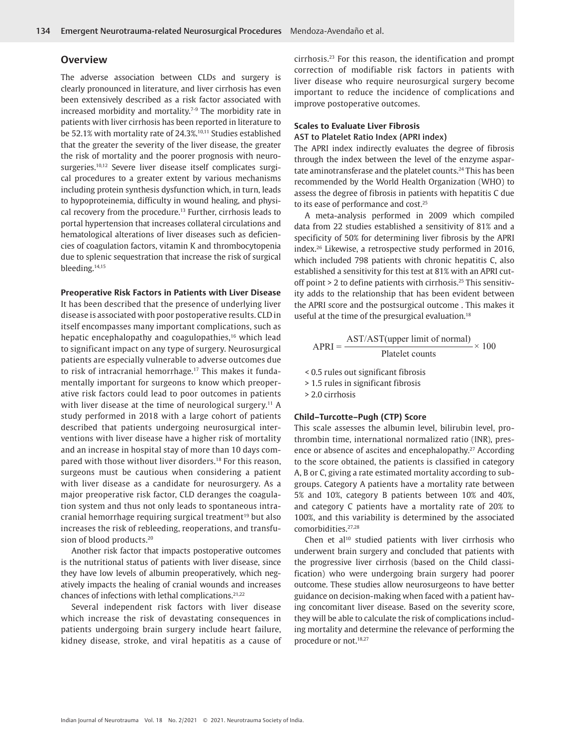## Overview

The adverse association between CLDs and surgery is clearly pronounced in literature, and liver cirrhosis has even been extensively described as a risk factor associated with increased morbidity and mortality.[7-9] The morbidity rate in patients with liver cirrhosis has been reported in literature to be 52.1% with mortality rate of 24.3%.[10,11] Studies established that the greater the severity of the liver disease, the greater the risk of mortality and the poorer prognosis with neurosurgeries.[10,12] Severe liver disease itself complicates surgical procedures to a greater extent by various mechanisms including protein synthesis dysfunction which, in turn, leads to hypoproteinemia, difficulty in wound healing, and physical recovery from the procedure.[13] Further, cirrhosis leads to portal hypertension that increases collateral circulations and hematological alterations of liver diseases such as deficiencies of coagulation factors, vitamin K and thrombocytopenia due to splenic sequestration that increase the risk of surgical bleeding.[14,15]

### Preoperative Risk Factors in Patients with Liver Disease

It has been described that the presence of underlying liver disease is associated with poor postoperative results. CLD in itself encompasses many important complications, such as hepatic encephalopathy and coagulopathies,[16] which lead to significant impact on any type of surgery. Neurosurgical patients are especially vulnerable to adverse outcomes due to risk of intracranial hemorrhage.[17] This makes it fundamentally important for surgeons to know which preoperative risk factors could lead to poor outcomes in patients with liver disease at the time of neurological surgery.[11] A study performed in 2018 with a large cohort of patients described that patients undergoing neurosurgical interventions with liver disease have a higher risk of mortality and an increase in hospital stay of more than 10 days compared with those without liver disorders.[18] For this reason, surgeons must be cautious when considering a patient with liver disease as a candidate for neurosurgery. As a major preoperative risk factor, CLD deranges the coagulation system and thus not only leads to spontaneous intracranial hemorrhage requiring surgical treatment[19] but also increases the risk of rebleeding, reoperations, and transfusion of blood products.[20]

Another risk factor that impacts postoperative outcomes is the nutritional status of patients with liver disease, since they have low levels of albumin preoperatively, which negatively impacts the healing of cranial wounds and increases chances of infections with lethal complications.[21,22]

Several independent risk factors with liver disease which increase the risk of devastating consequences in patients undergoing brain surgery include heart failure, kidney disease, stroke, and viral hepatitis as a cause of cirrhosis.[23] For this reason, the identification and prompt correction of modifiable risk factors in patients with liver disease who require neurosurgical surgery become important to reduce the incidence of complications and improve postoperative outcomes.

### Scales to Evaluate Liver Fibrosis

#### AST to Platelet Ratio Index (APRI index)

The APRI index indirectly evaluates the degree of fibrosis through the index between the level of the enzyme aspartate aminotransferase and the platelet counts.[24] This has been recommended by the World Health Organization (WHO) to assess the degree of fibrosis in patients with hepatitis C due to its ease of performance and cost.[25]

A meta-analysis performed in 2009 which compiled data from 22 studies established a sensitivity of 81% and a specificity of 50% for determining liver fibrosis by the APRI index.[26] Likewise, a retrospective study performed in 2016, which included 798 patients with chronic hepatitis C, also established a sensitivity for this test at 81% with an APRI cutoff point > 2 to define patients with cirrhosis.[25] This sensitivity adds to the relationship that has been evident between the APRI score and the postsurgical outcome . This makes it useful at the time of the presurgical evaluation.[18]

$$\text{APRI} = \frac{\text{AST/AST(upper limit of normal)}}{\text{Platelet counts}} \times 100$$

- < 0.5 rules out significant fibrosis
- > 1.5 rules in significant fibrosis
- > 2.0 cirrhosis

### Child–Turcotte–Pugh (CTP) Score

This scale assesses the albumin level, bilirubin level, prothrombin time, international normalized ratio (INR), presence or absence of ascites and encephalopathy.[27] According to the score obtained, the patients is classified in category A, B or C, giving a rate estimated mortality according to subgroups. Category A patients have a mortality rate between 5% and 10%, category B patients between 10% and 40%, and category C patients have a mortality rate of 20% to 100%, and this variability is determined by the associated comorbidities.[27,28]

Chen et al[10] studied patients with liver cirrhosis who underwent brain surgery and concluded that patients with the progressive liver cirrhosis (based on the Child classification) who were undergoing brain surgery had poorer outcome. These studies allow neurosurgeons to have better guidance on decision-making when faced with a patient having concomitant liver disease. Based on the severity score, they will be able to calculate the risk of complications including mortality and determine the relevance of performing the procedure or not.[18,27]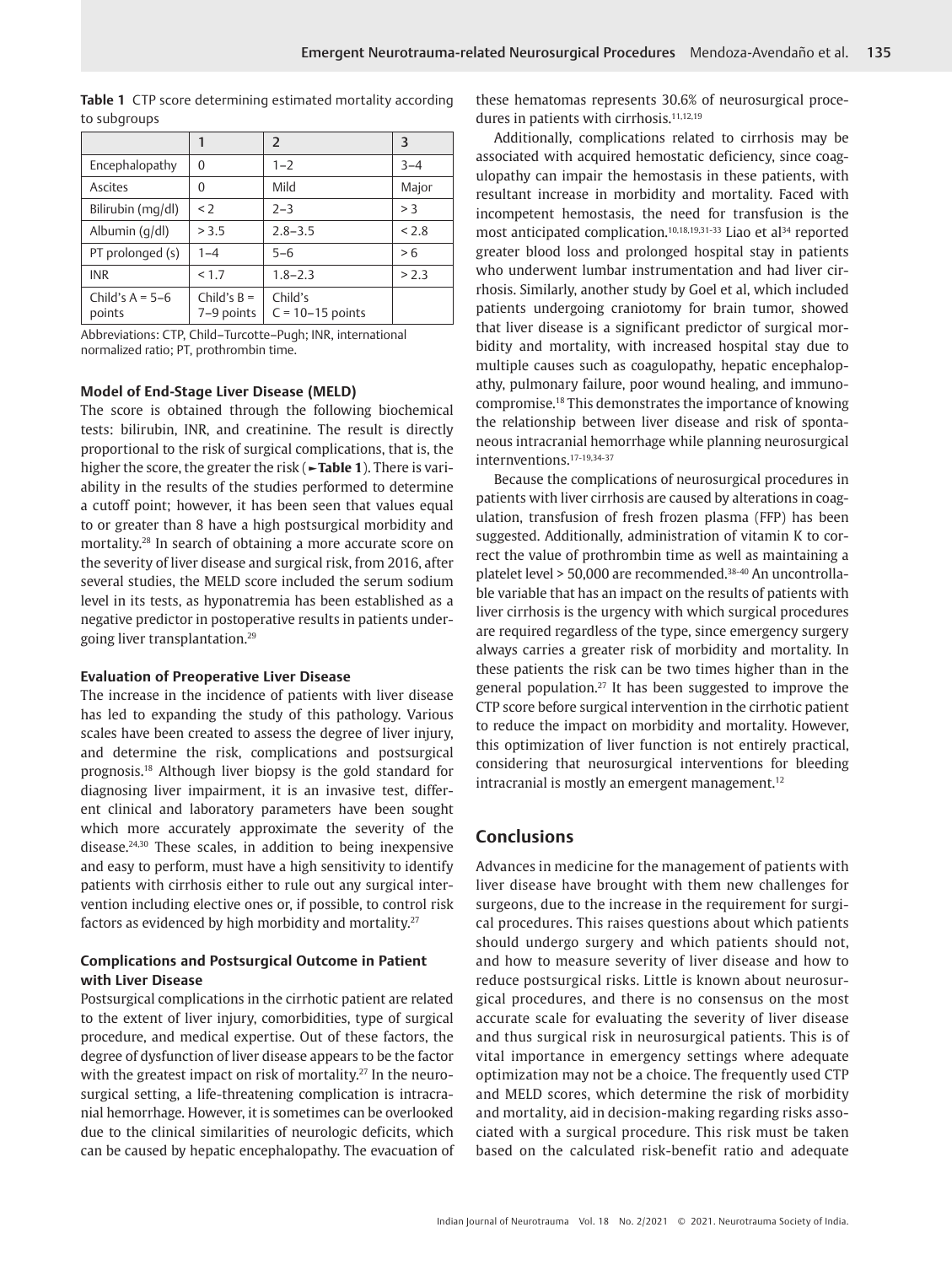**Table 1** CTP score determining estimated mortality according to subgroups

| | 1 | 2 | 3 |
|---|---|---|---|
| Encephalopathy | 0 | 1–2 | 3–4 |
| Ascites | 0 | Mild | Major |
| Bilirubin (mg/dl) | < 2 | 2–3 | > 3 |
| Albumin (g/dl) | > 3.5 | 2.8–3.5 | < 2.8 |
| PT prolonged (s) | 1–4 | 5–6 | > 6 |
| INR | < 1.7 | 1.8–2.3 | > 2.3 |
| Child's A = 5–6 points | Child's B = 7–9 points | Child's C = 10–15 points | |

Abbreviations: CTP, Child–Turcotte–Pugh; INR, international normalized ratio; PT, prothrombin time.

### Model of End-Stage Liver Disease (MELD)

The score is obtained through the following biochemical tests: bilirubin, INR, and creatinine. The result is directly proportional to the risk of surgical complications, that is, the higher the score, the greater the risk (►**Table 1**). There is variability in the results of the studies performed to determine a cutoff point; however, it has been seen that values equal to or greater than 8 have a high postsurgical morbidity and mortality.[28] In search of obtaining a more accurate score on the severity of liver disease and surgical risk, from 2016, after several studies, the MELD score included the serum sodium level in its tests, as hyponatremia has been established as a negative predictor in postoperative results in patients undergoing liver transplantation.[29]

### Evaluation of Preoperative Liver Disease

The increase in the incidence of patients with liver disease has led to expanding the study of this pathology. Various scales have been created to assess the degree of liver injury, and determine the risk, complications and postsurgical prognosis.[18] Although liver biopsy is the gold standard for diagnosing liver impairment, it is an invasive test, different clinical and laboratory parameters have been sought which more accurately approximate the severity of the disease.[24,30] These scales, in addition to being inexpensive and easy to perform, must have a high sensitivity to identify patients with cirrhosis either to rule out any surgical intervention including elective ones or, if possible, to control risk factors as evidenced by high morbidity and mortality.[27]

### Complications and Postsurgical Outcome in Patient with Liver Disease

Postsurgical complications in the cirrhotic patient are related to the extent of liver injury, comorbidities, type of surgical procedure, and medical expertise. Out of these factors, the degree of dysfunction of liver disease appears to be the factor with the greatest impact on risk of mortality.[27] In the neurosurgical setting, a life-threatening complication is intracranial hemorrhage. However, it is sometimes can be overlooked due to the clinical similarities of neurologic deficits, which can be caused by hepatic encephalopathy. The evacuation of these hematomas represents 30.6% of neurosurgical procedures in patients with cirrhosis.[11,12,19]

Additionally, complications related to cirrhosis may be associated with acquired hemostatic deficiency, since coagulopathy can impair the hemostasis in these patients, with resultant increase in morbidity and mortality. Faced with incompetent hemostasis, the need for transfusion is the most anticipated complication.[10,18,19,31–33] Liao et al[34] reported greater blood loss and prolonged hospital stay in patients who underwent lumbar instrumentation and had liver cirrhosis. Similarly, another study by Goel et al, which included patients undergoing craniotomy for brain tumor, showed that liver disease is a significant predictor of surgical morbidity and mortality, with increased hospital stay due to multiple causes such as coagulopathy, hepatic encephalopathy, pulmonary failure, poor wound healing, and immunocompromise.[18] This demonstrates the importance of knowing the relationship between liver disease and risk of spontaneous intracranial hemorrhage while planning neurosurgical internventions.[17–19,34–37]

Because the complications of neurosurgical procedures in patients with liver cirrhosis are caused by alterations in coagulation, transfusion of fresh frozen plasma (FFP) has been suggested. Additionally, administration of vitamin K to correct the value of prothrombin time as well as maintaining a platelet level > 50,000 are recommended.[38–40] An uncontrollable variable that has an impact on the results of patients with liver cirrhosis is the urgency with which surgical procedures are required regardless of the type, since emergency surgery always carries a greater risk of morbidity and mortality. In these patients the risk can be two times higher than in the general population.[27] It has been suggested to improve the CTP score before surgical intervention in the cirrhotic patient to reduce the impact on morbidity and mortality. However, this optimization of liver function is not entirely practical, considering that neurosurgical interventions for bleeding intracranial is mostly an emergent management.[12]

## Conclusions

Advances in medicine for the management of patients with liver disease have brought with them new challenges for surgeons, due to the increase in the requirement for surgical procedures. This raises questions about which patients should undergo surgery and which patients should not, and how to measure severity of liver disease and how to reduce postsurgical risks. Little is known about neurosurgical procedures, and there is no consensus on the most accurate scale for evaluating the severity of liver disease and thus surgical risk in neurosurgical patients. This is of vital importance in emergency settings where adequate optimization may not be a choice. The frequently used CTP and MELD scores, which determine the risk of morbidity and mortality, aid in decision-making regarding risks associated with a surgical procedure. This risk must be taken based on the calculated risk-benefit ratio and adequate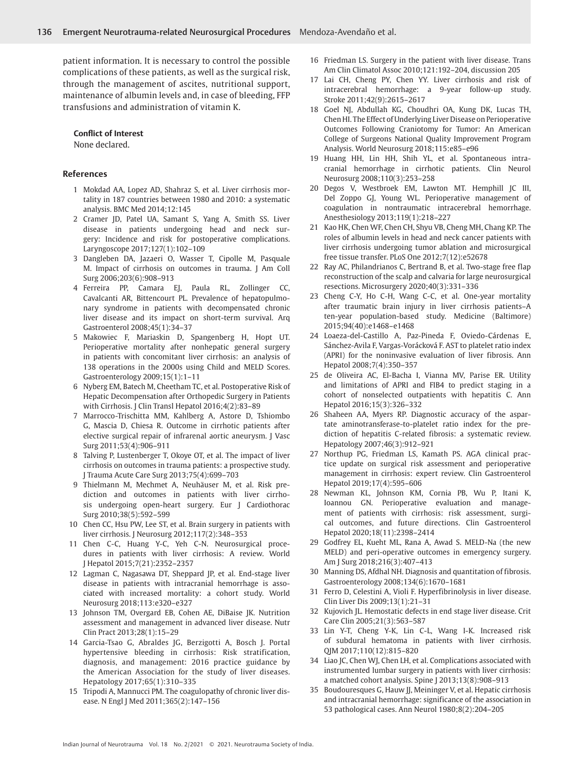patient information. It is necessary to control the possible complications of these patients, as well as the surgical risk, through the management of ascites, nutritional support, maintenance of albumin levels and, in case of bleeding, FFP transfusions and administration of vitamin K.

**Conflict of Interest**

None declared.

## References

1. Mokdad AA, Lopez AD, Shahraz S, et al. Liver cirrhosis mortality in 187 countries between 1980 and 2010: a systematic analysis. BMC Med 2014;12:145
2. Cramer JD, Patel UA, Samant S, Yang A, Smith SS. Liver disease in patients undergoing head and neck surgery: Incidence and risk for postoperative complications. Laryngoscope 2017;127(1):102–109
3. Dangleben DA, Jazaeri O, Wasser T, Cipolle M, Pasquale M. Impact of cirrhosis on outcomes in trauma. J Am Coll Surg 2006;203(6):908–913
4. Ferreira PP, Camara EJ, Paula RL, Zollinger CC, Cavalcanti AR, Bittencourt PL. Prevalence of hepatopulmonary syndrome in patients with decompensated chronic liver disease and its impact on short-term survival. Arq Gastroenterol 2008;45(1):34–37
5. Makowiec F, Mariaskin D, Spangenberg H, Hopt UT. Perioperative mortality after nonhepatic general surgery in patients with concomitant liver cirrhosis: an analysis of 138 operations in the 2000s using Child and MELD Scores. Gastroenterology 2009;15(1):1–11
6. Nyberg EM, Batech M, Cheetham TC, et al. Postoperative Risk of Hepatic Decompensation after Orthopedic Surgery in Patients with Cirrhosis. J Clin Transl Hepatol 2016;4(2):83–89
7. Marrocco-Trischitta MM, Kahlberg A, Astore D, Tshiombo G, Mascia D, Chiesa R. Outcome in cirrhotic patients after elective surgical repair of infrarenal aortic aneurysm. J Vasc Surg 2011;53(4):906–911
8. Talving P, Lustenberger T, Okoye OT, et al. The impact of liver cirrhosis on outcomes in trauma patients: a prospective study. J Trauma Acute Care Surg 2013;75(4):699–703
9. Thielmann M, Mechmet A, Neuhäuser M, et al. Risk prediction and outcomes in patients with liver cirrhosis undergoing open-heart surgery. Eur J Cardiothorac Surg 2010;38(5):592–599
10. Chen CC, Hsu PW, Lee ST, et al. Brain surgery in patients with liver cirrhosis. J Neurosurg 2012;117(2):348–353
11. Chen C-C, Huang Y-C, Yeh C-N. Neurosurgical procedures in patients with liver cirrhosis: A review. World J Hepatol 2015;7(21):2352–2357
12. Lagman C, Nagasawa DT, Sheppard JP, et al. End-stage liver disease in patients with intracranial hemorrhage is associated with increased mortality: a cohort study. World Neurosurg 2018;113:e320–e327
13. Johnson TM, Overgard EB, Cohen AE, DiBaise JK. Nutrition assessment and management in advanced liver disease. Nutr Clin Pract 2013;28(1):15–29
14. Garcia-Tsao G, Abraldes JG, Berzigotti A, Bosch J. Portal hypertensive bleeding in cirrhosis: Risk stratification, diagnosis, and management: 2016 practice guidance by the American Association for the study of liver diseases. Hepatology 2017;65(1):310–335
15. Tripodi A, Mannucci PM. The coagulopathy of chronic liver disease. N Engl J Med 2011;365(2):147–156
16. Friedman LS. Surgery in the patient with liver disease. Trans Am Clin Climatol Assoc 2010;121:192–204, discussion 205
17. Lai CH, Cheng PY, Chen YY. Liver cirrhosis and risk of intracerebral hemorrhage: a 9-year follow-up study. Stroke 2011;42(9):2615–2617
18. Goel NJ, Abdullah KG, Choudhri OA, Kung DK, Lucas TH, Chen HI. The Effect of Underlying Liver Disease on Perioperative Outcomes Following Craniotomy for Tumor: An American College of Surgeons National Quality Improvement Program Analysis. World Neurosurg 2018;115:e85–e96
19. Huang HH, Lin HH, Shih YL, et al. Spontaneous intracranial hemorrhage in cirrhotic patients. Clin Neurol Neurosurg 2008;110(3):253–258
20. Degos V, Westbroek EM, Lawton MT. Hemphill JC III, Del Zoppo GJ, Young WL. Perioperative management of coagulation in nontraumatic intracerebral hemorrhage. Anesthesiology 2013;119(1):218–227
21. Kao HK, Chen WF, Chen CH, Shyu VB, Cheng MH, Chang KP. The roles of albumin levels in head and neck cancer patients with liver cirrhosis undergoing tumor ablation and microsurgical free tissue transfer. PLoS One 2012;7(12):e52678
22. Ray AC, Philandrianos C, Bertrand B, et al. Two-stage free flap reconstruction of the scalp and calvaria for large neurosurgical resections. Microsurgery 2020;40(3):331–336
23. Cheng C-Y, Ho C-H, Wang C-C, et al. One-year mortality after traumatic brain injury in liver cirrhosis patients–A ten-year population-based study. Medicine (Baltimore) 2015;94(40):e1468–e1468
24. Loaeza-del-Castillo A, Paz-Pineda F, Oviedo-Cárdenas E, Sánchez-Avila F, Vargas-Voráckova F. AST to platelet ratio index (APRI) for the noninvasive evaluation of liver fibrosis. Ann Hepatol 2008;7(4):350–357
25. de Oliveira AC, El-Bacha I, Vianna MV, Parise ER. Utility and limitations of APRI and FIB4 to predict staging in a cohort of nonselected outpatients with hepatitis C. Ann Hepatol 2016;15(3):326–332
26. Shaheen AA, Myers RP. Diagnostic accuracy of the aspartate aminotransferase-to-platelet ratio index for the prediction of hepatitis C-related fibrosis: a systematic review. Hepatology 2007;46(3):912–921
27. Northup PG, Friedman LS, Kamath PS. AGA clinical practice update on surgical risk assessment and perioperative management in cirrhosis: expert review. Clin Gastroenterol Hepatol 2019;17(4):595–606
28. Newman KL, Johnson KM, Cornia PB, Wu P, Itani K, Ioannou GN. Perioperative evaluation and management of patients with cirrhosis: risk assessment, surgical outcomes, and future directions. Clin Gastroenterol Hepatol 2020;18(11):2398–2414
29. Godfrey EL, Kueht ML, Rana A, Awad S. MELD-Na (the new MELD) and peri-operative outcomes in emergency surgery. Am J Surg 2018;216(3):407–413
30. Manning DS, Afdhal NH. Diagnosis and quantitation of fibrosis. Gastroenterology 2008;134(6):1670–1681
31. Ferro D, Celestini A, Violi F. Hyperfibrinolysis in liver disease. Clin Liver Dis 2009;13(1):21–31
32. Kujovich JL. Hemostatic defects in end stage liver disease. Crit Care Clin 2005;21(3):563–587
33. Lin Y-T, Cheng Y-K, Lin C-L, Wang I-K. Increased risk of subdural hematoma in patients with liver cirrhosis. QJM 2017;110(12):815–820
34. Liao JC, Chen WJ, Chen LH, et al. Complications associated with instrumented lumbar surgery in patients with liver cirrhosis: a matched cohort analysis. Spine J 2013;13(8):908–913
35. Boudouresques G, Hauw JJ, Meininger V, et al. Hepatic cirrhosis and intracranial hemorrhage: significance of the association in 53 pathological cases. Ann Neurol 1980;8(2):204–205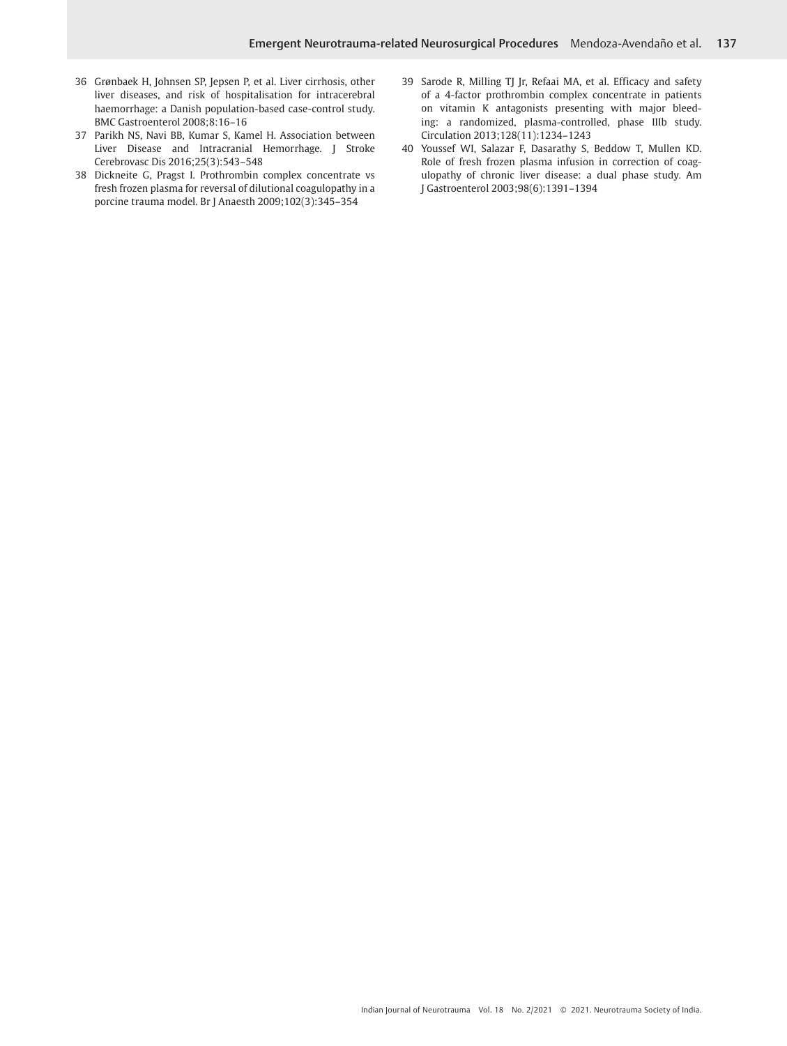36 Grønbaek H, Johnsen SP, Jepsen P, et al. Liver cirrhosis, other liver diseases, and risk of hospitalisation for intracerebral haemorrhage: a Danish population-based case-control study. BMC Gastroenterol 2008;8:16–16

37 Parikh NS, Navi BB, Kumar S, Kamel H. Association between Liver Disease and Intracranial Hemorrhage. J Stroke Cerebrovasc Dis 2016;25(3):543–548

38 Dickneite G, Pragst I. Prothrombin complex concentrate vs fresh frozen plasma for reversal of dilutional coagulopathy in a porcine trauma model. Br J Anaesth 2009;102(3):345–354

39 Sarode R, Milling TJ Jr, Refaai MA, et al. Efficacy and safety of a 4-factor prothrombin complex concentrate in patients on vitamin K antagonists presenting with major bleeding: a randomized, plasma-controlled, phase IIIb study. Circulation 2013;128(11):1234–1243

40 Youssef WI, Salazar F, Dasarathy S, Beddow T, Mullen KD. Role of fresh frozen plasma infusion in correction of coagulopathy of chronic liver disease: a dual phase study. Am J Gastroenterol 2003;98(6):1391–1394